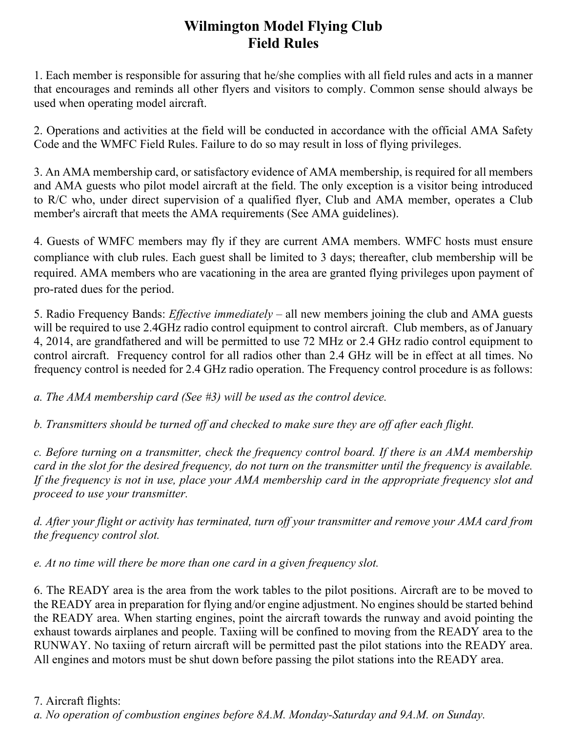# Wilmington Model Flying Club
# Field Rules

1. Each member is responsible for assuring that he/she complies with all field rules and acts in a manner that encourages and reminds all other flyers and visitors to comply. Common sense should always be used when operating model aircraft.

2. Operations and activities at the field will be conducted in accordance with the official AMA Safety Code and the WMFC Field Rules. Failure to do so may result in loss of flying privileges.

3. An AMA membership card, or satisfactory evidence of AMA membership, is required for all members and AMA guests who pilot model aircraft at the field. The only exception is a visitor being introduced to R/C who, under direct supervision of a qualified flyer, Club and AMA member, operates a Club member's aircraft that meets the AMA requirements (See AMA guidelines).

4. Guests of WMFC members may fly if they are current AMA members. WMFC hosts must ensure compliance with club rules. Each guest shall be limited to 3 days; thereafter, club membership will be required. AMA members who are vacationing in the area are granted flying privileges upon payment of pro-rated dues for the period.

5. Radio Frequency Bands: *Effective immediately* – all new members joining the club and AMA guests will be required to use 2.4GHz radio control equipment to control aircraft. Club members, as of January 4, 2014, are grandfathered and will be permitted to use 72 MHz or 2.4 GHz radio control equipment to control aircraft. Frequency control for all radios other than 2.4 GHz will be in effect at all times. No frequency control is needed for 2.4 GHz radio operation. The Frequency control procedure is as follows:

*a. The AMA membership card (See #3) will be used as the control device.*

*b. Transmitters should be turned off and checked to make sure they are off after each flight.*

*c. Before turning on a transmitter, check the frequency control board. If there is an AMA membership card in the slot for the desired frequency, do not turn on the transmitter until the frequency is available. If the frequency is not in use, place your AMA membership card in the appropriate frequency slot and proceed to use your transmitter.*

*d. After your flight or activity has terminated, turn off your transmitter and remove your AMA card from the frequency control slot.*

*e. At no time will there be more than one card in a given frequency slot.*

6. The READY area is the area from the work tables to the pilot positions. Aircraft are to be moved to the READY area in preparation for flying and/or engine adjustment. No engines should be started behind the READY area. When starting engines, point the aircraft towards the runway and avoid pointing the exhaust towards airplanes and people. Taxiing will be confined to moving from the READY area to the RUNWAY. No taxiing of return aircraft will be permitted past the pilot stations into the READY area. All engines and motors must be shut down before passing the pilot stations into the READY area.

7. Aircraft flights:

*a. No operation of combustion engines before 8A.M. Monday-Saturday and 9A.M. on Sunday.*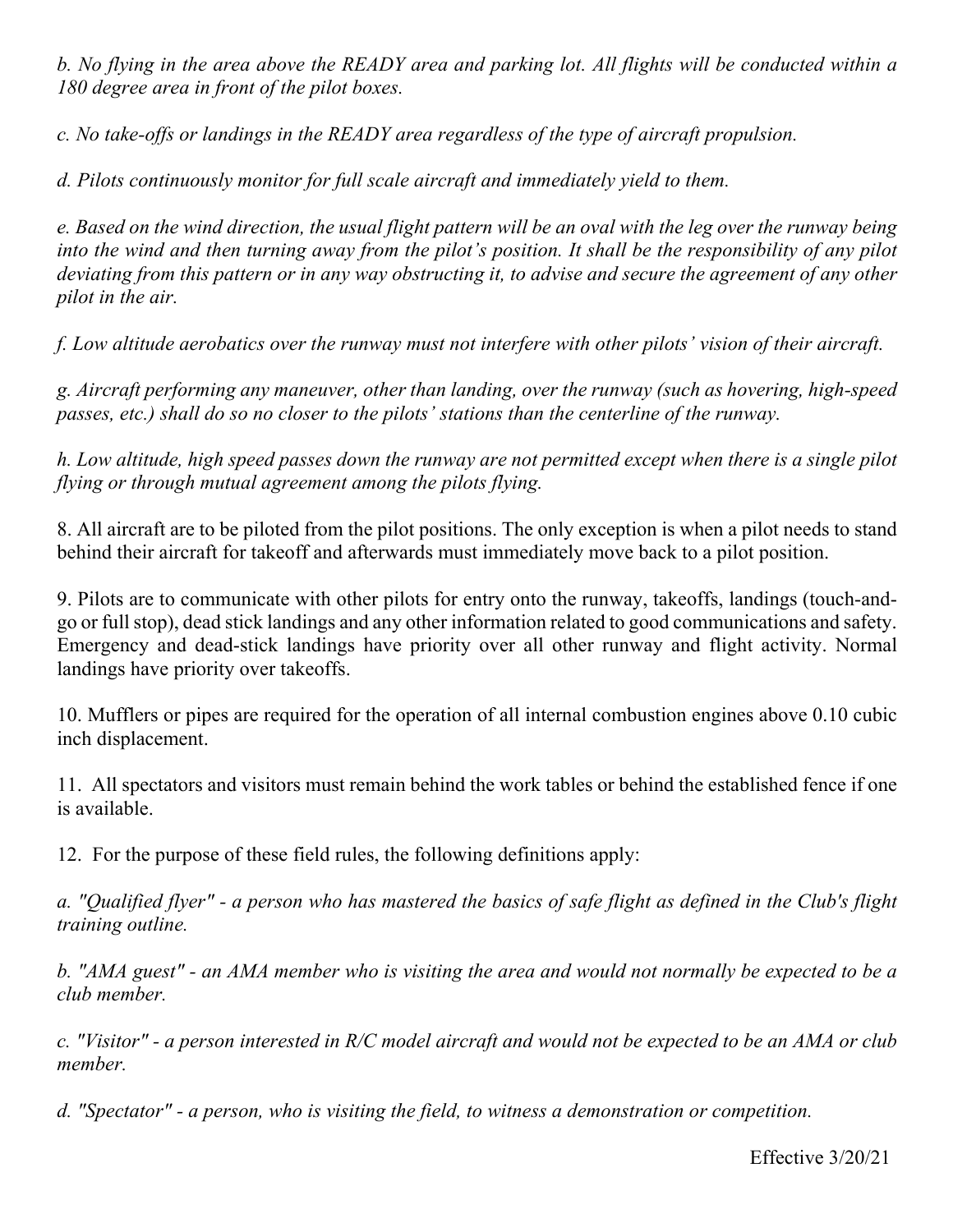*b. No flying in the area above the READY area and parking lot. All flights will be conducted within a 180 degree area in front of the pilot boxes.*

*c. No take-offs or landings in the READY area regardless of the type of aircraft propulsion.*

*d. Pilots continuously monitor for full scale aircraft and immediately yield to them.*

*e. Based on the wind direction, the usual flight pattern will be an oval with the leg over the runway being into the wind and then turning away from the pilot's position. It shall be the responsibility of any pilot deviating from this pattern or in any way obstructing it, to advise and secure the agreement of any other pilot in the air.*

*f. Low altitude aerobatics over the runway must not interfere with other pilots' vision of their aircraft.*

*g. Aircraft performing any maneuver, other than landing, over the runway (such as hovering, high-speed passes, etc.) shall do so no closer to the pilots' stations than the centerline of the runway.*

*h. Low altitude, high speed passes down the runway are not permitted except when there is a single pilot flying or through mutual agreement among the pilots flying.*

8. All aircraft are to be piloted from the pilot positions. The only exception is when a pilot needs to stand behind their aircraft for takeoff and afterwards must immediately move back to a pilot position.

9. Pilots are to communicate with other pilots for entry onto the runway, takeoffs, landings (touch-and-go or full stop), dead stick landings and any other information related to good communications and safety. Emergency and dead-stick landings have priority over all other runway and flight activity. Normal landings have priority over takeoffs.

10. Mufflers or pipes are required for the operation of all internal combustion engines above 0.10 cubic inch displacement.

11. All spectators and visitors must remain behind the work tables or behind the established fence if one is available.

12. For the purpose of these field rules, the following definitions apply:

*a. "Qualified flyer" - a person who has mastered the basics of safe flight as defined in the Club's flight training outline.*

*b. "AMA guest" - an AMA member who is visiting the area and would not normally be expected to be a club member.*

*c. "Visitor" - a person interested in R/C model aircraft and would not be expected to be an AMA or club member.*

*d. "Spectator" - a person, who is visiting the field, to witness a demonstration or competition.*

Effective 3/20/21